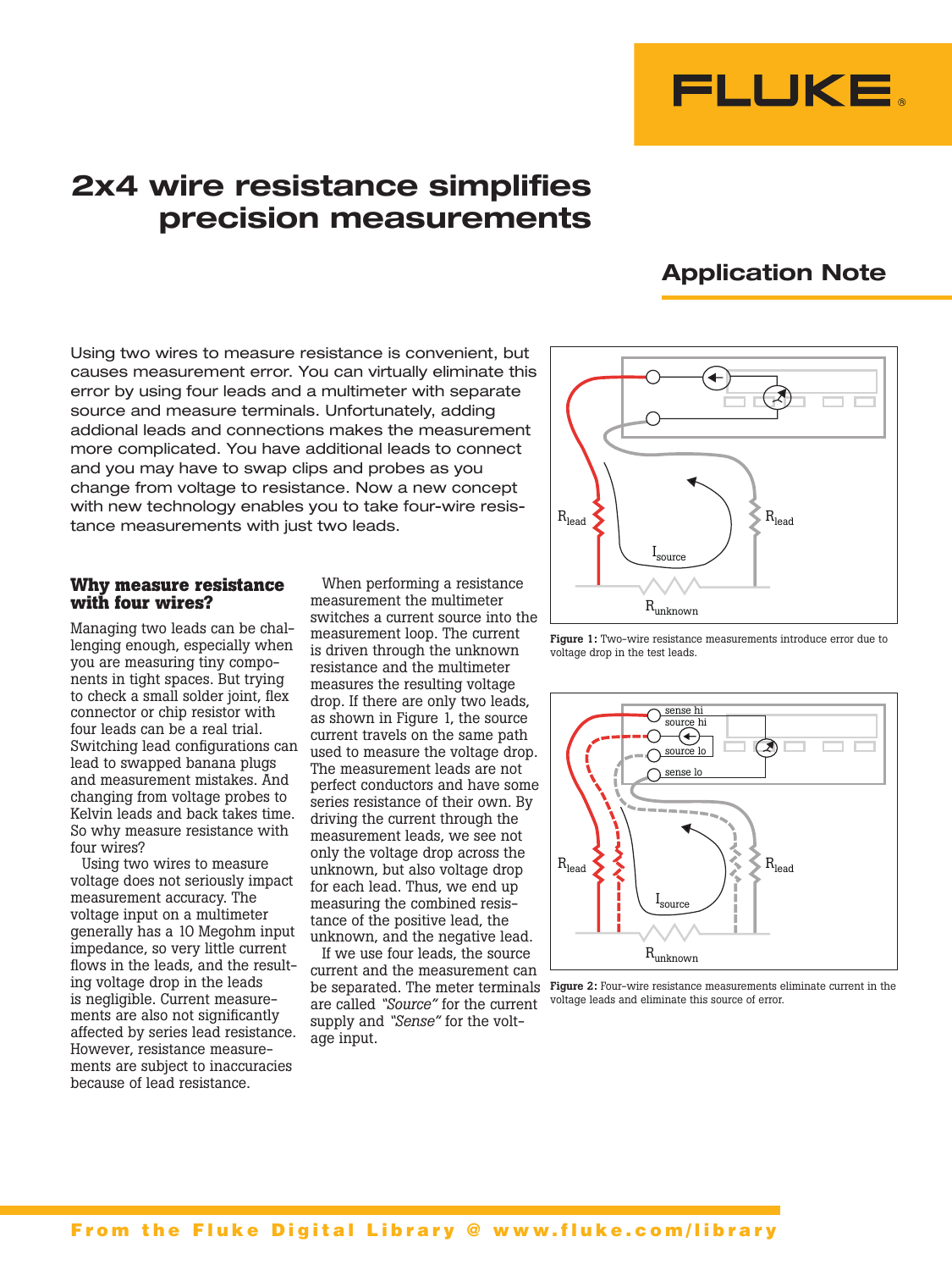# 2x4 wire resistance simplifies precision measurements

## Application Note

Using two wires to measure resistance is convenient, but causes measurement error. You can virtually eliminate this error by using four leads and a multimeter with separate source and measure terminals. Unfortunately, adding addional leads and connections makes the measurement more complicated. You have additional leads to connect and you may have to swap clips and probes as you change from voltage to resistance. Now a new concept with new technology enables you to take four-wire resistance measurements with just two leads.

### Why measure resistance with four wires?

Managing two leads can be challenging enough, especially when you are measuring tiny components in tight spaces. But trying to check a small solder joint, flex connector or chip resistor with four leads can be a real trial. Switching lead configurations can lead to swapped banana plugs and measurement mistakes. And changing from voltage probes to Kelvin leads and back takes time. So why measure resistance with four wires?

Using two wires to measure voltage does not seriously impact measurement accuracy. The voltage input on a multimeter generally has a 10 Megohm input impedance, so very little current flows in the leads, and the resulting voltage drop in the leads is negligible. Current measurements are also not significantly affected by series lead resistance. However, resistance measurements are subject to inaccuracies because of lead resistance.

When performing a resistance measurement the multimeter switches a current source into the measurement loop. The current is driven through the unknown resistance and the multimeter measures the resulting voltage drop. If there are only two leads, as shown in Figure 1, the source current travels on the same path used to measure the voltage drop. The measurement leads are not perfect conductors and have some series resistance of their own. By driving the current through the measurement leads, we see not only the voltage drop across the unknown, but also voltage drop for each lead. Thus, we end up measuring the combined resistance of the positive lead, the unknown, and the negative lead.

If we use four leads, the source current and the measurement can be separated. The meter terminals are called *"Source"* for the current supply and *"Sense"* for the voltage input.

**Figure 1:** Two-wire resistance measurements introduce error due to voltage drop in the test leads.

**Figure 2:** Four-wire resistance measurements eliminate current in the voltage leads and eliminate this source of error.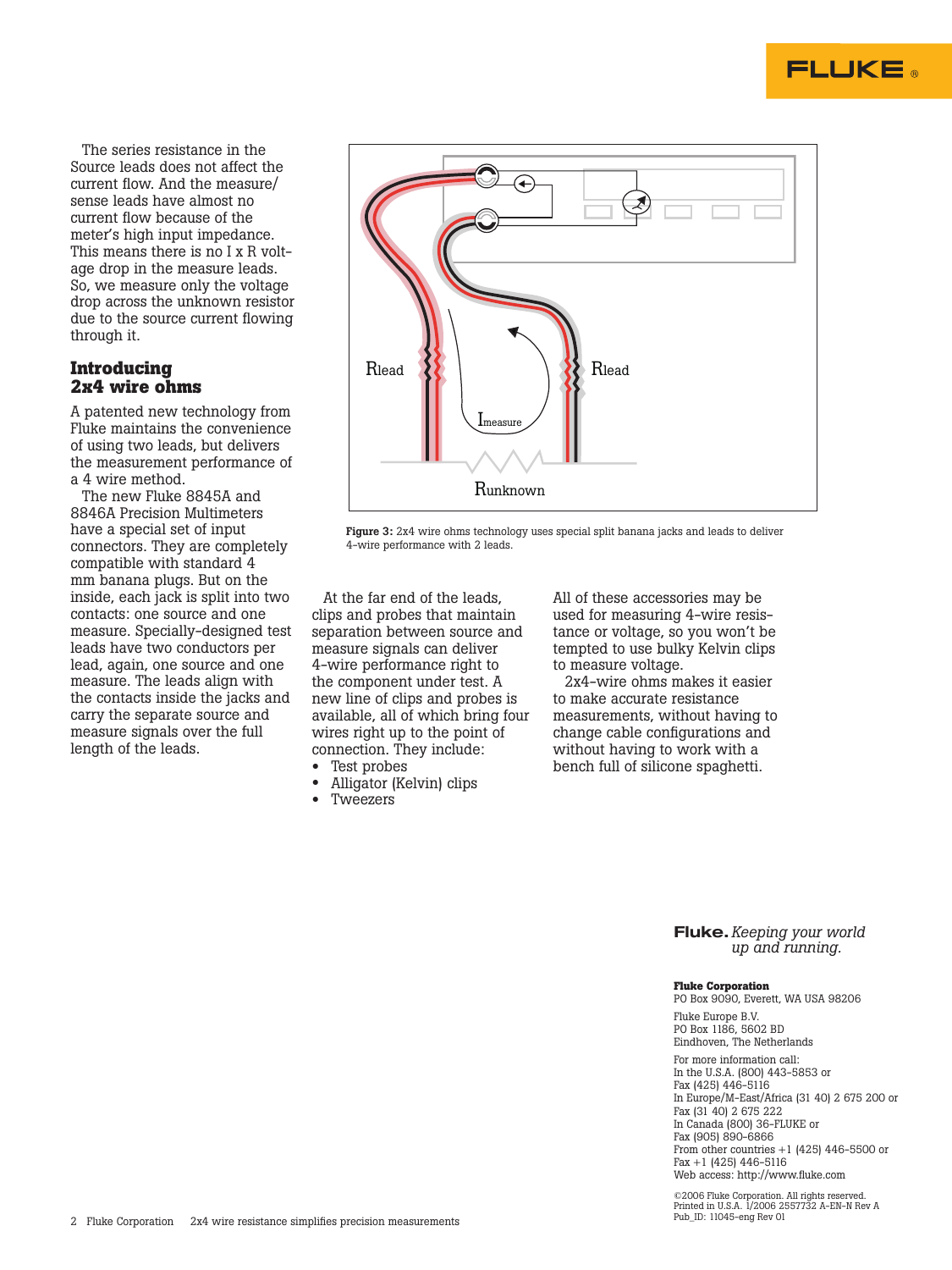The series resistance in the Source leads does not affect the current flow. And the measure/sense leads have almost no current flow because of the meter's high input impedance. This means there is no I x R voltage drop in the measure leads. So, we measure only the voltage drop across the unknown resistor due to the source current flowing through it.

## Introducing 2x4 wire ohms

A patented new technology from Fluke maintains the convenience of using two leads, but delivers the measurement performance of a 4 wire method.

The new Fluke 8845A and 8846A Precision Multimeters have a special set of input connectors. They are completely compatible with standard 4 mm banana plugs. But on the inside, each jack is split into two contacts: one source and one measure. Specially-designed test leads have two conductors per lead, again, one source and one measure. The leads align with the contacts inside the jacks and carry the separate source and measure signals over the full length of the leads.

$R_{lead}$

$R_{lead}$

$I_{measure}$

$R_{unknown}$

**Figure 3:** 2x4 wire ohms technology uses special split banana jacks and leads to deliver 4-wire performance with 2 leads.

At the far end of the leads, clips and probes that maintain separation between source and measure signals can deliver 4-wire performance right to the component under test. A new line of clips and probes is available, all of which bring four wires right up to the point of connection. They include:

- Test probes
- Alligator (Kelvin) clips
- Tweezers

All of these accessories may be used for measuring 4-wire resistance or voltage, so you won't be tempted to use bulky Kelvin clips to measure voltage.

2x4-wire ohms makes it easier to make accurate resistance measurements, without having to change cable configurations and without having to work with a bench full of silicone spaghetti.

**Fluke.** *Keeping your world up and running.*

**Fluke Corporation**
PO Box 9090, Everett, WA USA 98206

Fluke Europe B.V.
PO Box 1186, 5602 BD
Eindhoven, The Netherlands

For more information call:
In the U.S.A. (800) 443-5853 or
Fax (425) 446-5116
In Europe/M-East/Africa (31 40) 2 675 200 or
Fax (31 40) 2 675 222
In Canada (800) 36-FLUKE or
Fax (905) 890-6866
From other countries +1 (425) 446-5500 or
Fax +1 (425) 446-5116
Web access: http://www.fluke.com

©2006 Fluke Corporation. All rights reserved.
Printed in U.S.A. 1/2006 2557732 A-EN-N Rev A
Pub_ID: 11045-eng Rev 01